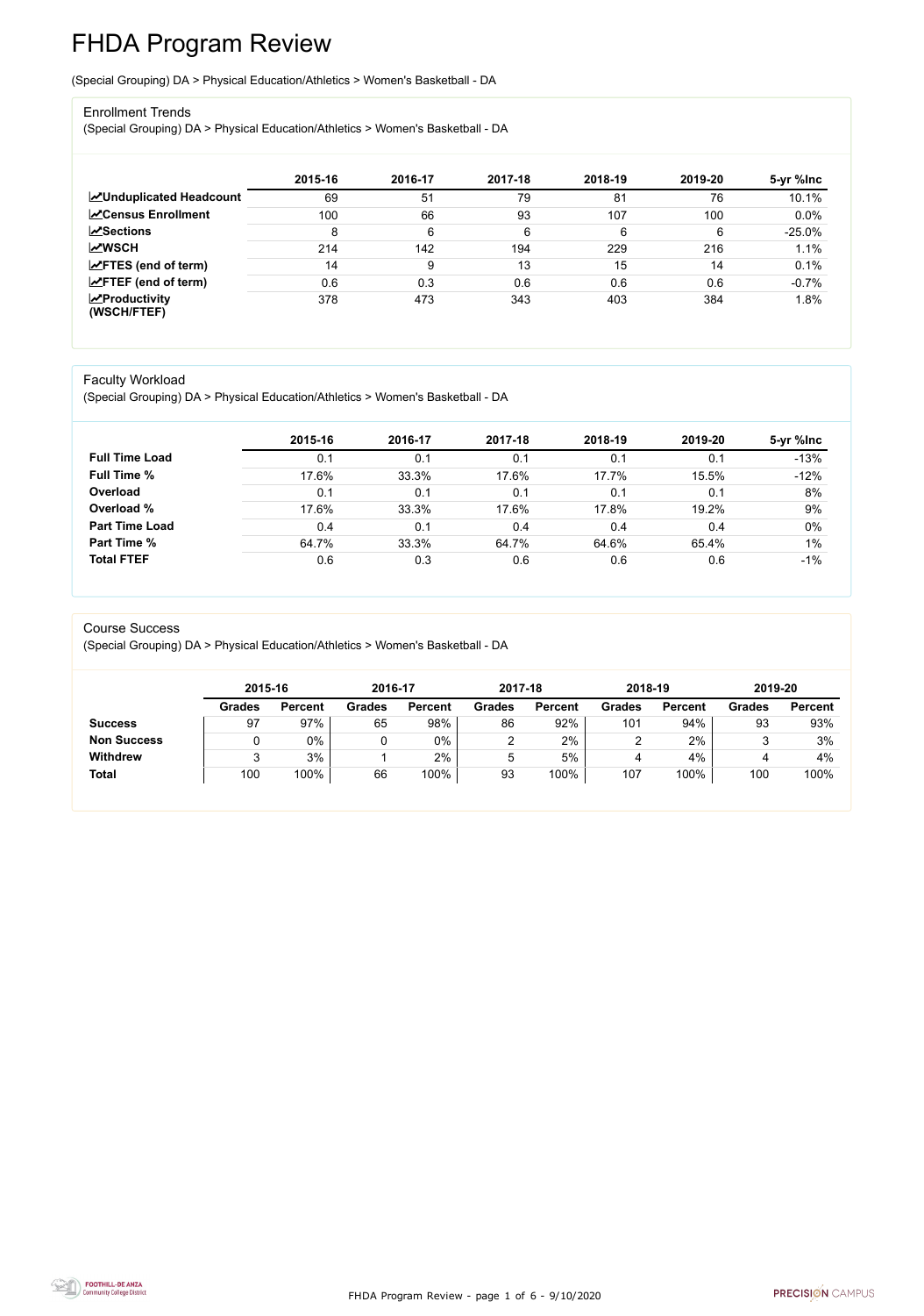# FHDA Program Review

(Special Grouping) DA > Physical Education/Athletics > Women's Basketball - DA

## Enrollment Trends

(Special Grouping) DA > Physical Education/Athletics > Women's Basketball - DA

| | 2015-16 | 2016-17 | 2017-18 | 2018-19 | 2019-20 | 5-yr %Inc |
|---|---|---|---|---|---|---|
| **Unduplicated Headcount** | 69 | 51 | 79 | 81 | 76 | 10.1% |
| **Census Enrollment** | 100 | 66 | 93 | 107 | 100 | 0.0% |
| **Sections** | 8 | 6 | 6 | 6 | 6 | -25.0% |
| **WSCH** | 214 | 142 | 194 | 229 | 216 | 1.1% |
| **FTES (end of term)** | 14 | 9 | 13 | 15 | 14 | 0.1% |
| **FTEF (end of term)** | 0.6 | 0.3 | 0.6 | 0.6 | 0.6 | -0.7% |
| **Productivity (WSCH/FTEF)** | 378 | 473 | 343 | 403 | 384 | 1.8% |

## Faculty Workload

(Special Grouping) DA > Physical Education/Athletics > Women's Basketball - DA

| | 2015-16 | 2016-17 | 2017-18 | 2018-19 | 2019-20 | 5-yr %Inc |
|---|---|---|---|---|---|---|
| **Full Time Load** | 0.1 | 0.1 | 0.1 | 0.1 | 0.1 | -13% |
| **Full Time %** | 17.6% | 33.3% | 17.6% | 17.7% | 15.5% | -12% |
| **Overload** | 0.1 | 0.1 | 0.1 | 0.1 | 0.1 | 8% |
| **Overload %** | 17.6% | 33.3% | 17.6% | 17.8% | 19.2% | 9% |
| **Part Time Load** | 0.4 | 0.1 | 0.4 | 0.4 | 0.4 | 0% |
| **Part Time %** | 64.7% | 33.3% | 64.7% | 64.6% | 65.4% | 1% |
| **Total FTEF** | 0.6 | 0.3 | 0.6 | 0.6 | 0.6 | -1% |

## Course Success

(Special Grouping) DA > Physical Education/Athletics > Women's Basketball - DA

| | 2015-16 | | 2016-17 | | 2017-18 | | 2018-19 | | 2019-20 | |
|---|---|---|---|---|---|---|---|---|---|---|
| | **Grades** | **Percent** | **Grades** | **Percent** | **Grades** | **Percent** | **Grades** | **Percent** | **Grades** | **Percent** |
| **Success** | 97 | 97% | 65 | 98% | 86 | 92% | 101 | 94% | 93 | 93% |
| **Non Success** | 0 | 0% | 0 | 0% | 2 | 2% | 2 | 2% | 3 | 3% |
| **Withdrew** | 3 | 3% | 1 | 2% | 5 | 5% | 4 | 4% | 4 | 4% |
| **Total** | 100 | 100% | 66 | 100% | 93 | 100% | 107 | 100% | 100 | 100% |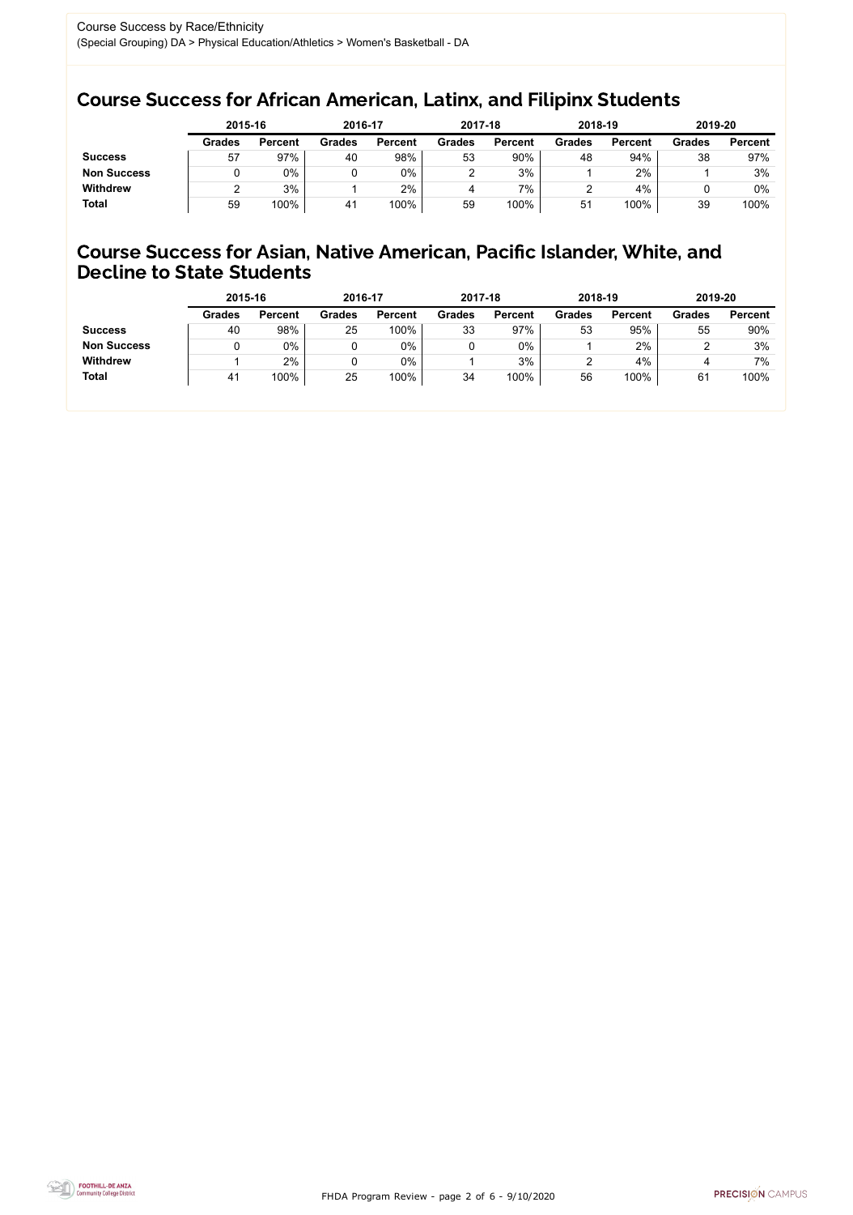Course Success by Race/Ethnicity

(Special Grouping) DA > Physical Education/Athletics > Women's Basketball - DA

## Course Success for African American, Latinx, and Filipinx Students

| | 2015-16 | | 2016-17 | | 2017-18 | | 2018-19 | | 2019-20 | |
|---|---|---|---|---|---|---|---|---|---|---|
| | Grades | Percent | Grades | Percent | Grades | Percent | Grades | Percent | Grades | Percent |
| **Success** | 57 | 97% | 40 | 98% | 53 | 90% | 48 | 94% | 38 | 97% |
| **Non Success** | 0 | 0% | 0 | 0% | 2 | 3% | 1 | 2% | 1 | 3% |
| **Withdrew** | 2 | 3% | 1 | 2% | 4 | 7% | 2 | 4% | 0 | 0% |
| **Total** | 59 | 100% | 41 | 100% | 59 | 100% | 51 | 100% | 39 | 100% |

## Course Success for Asian, Native American, Pacific Islander, White, and Decline to State Students

| | 2015-16 | | 2016-17 | | 2017-18 | | 2018-19 | | 2019-20 | |
|---|---|---|---|---|---|---|---|---|---|---|
| | Grades | Percent | Grades | Percent | Grades | Percent | Grades | Percent | Grades | Percent |
| **Success** | 40 | 98% | 25 | 100% | 33 | 97% | 53 | 95% | 55 | 90% |
| **Non Success** | 0 | 0% | 0 | 0% | 0 | 0% | 1 | 2% | 2 | 3% |
| **Withdrew** | 1 | 2% | 0 | 0% | 1 | 3% | 2 | 4% | 4 | 7% |
| **Total** | 41 | 100% | 25 | 100% | 34 | 100% | 56 | 100% | 61 | 100% |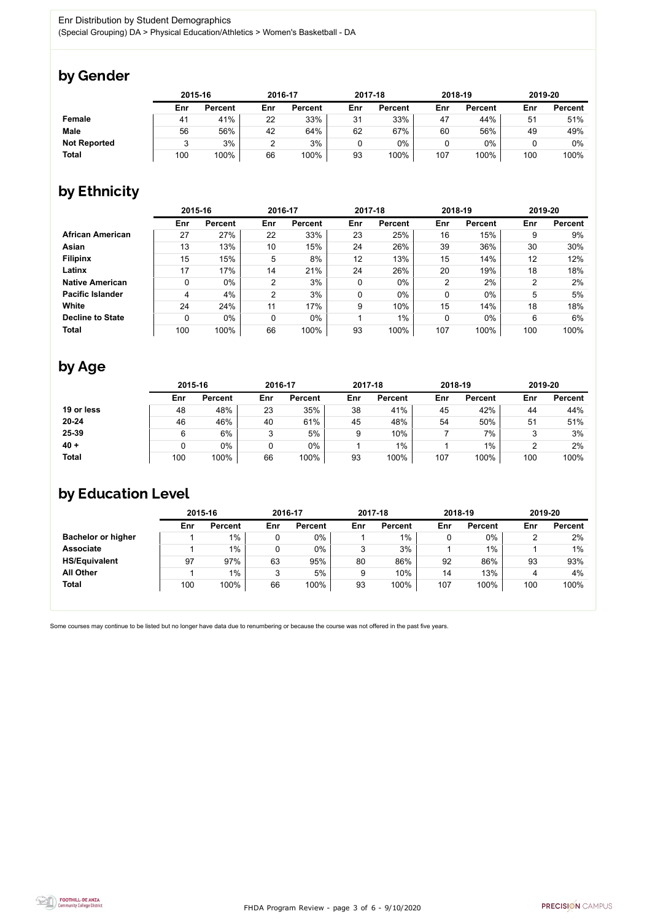Enr Distribution by Student Demographics

(Special Grouping) DA > Physical Education/Athletics > Women's Basketball - DA

## by Gender

| | 2015-16 | | 2016-17 | | 2017-18 | | 2018-19 | | 2019-20 | |
|---|---|---|---|---|---|---|---|---|---|---|
| | Enr | Percent | Enr | Percent | Enr | Percent | Enr | Percent | Enr | Percent |
| **Female** | 41 | 41% | 22 | 33% | 31 | 33% | 47 | 44% | 51 | 51% |
| **Male** | 56 | 56% | 42 | 64% | 62 | 67% | 60 | 56% | 49 | 49% |
| **Not Reported** | 3 | 3% | 2 | 3% | 0 | 0% | 0 | 0% | 0 | 0% |
| **Total** | 100 | 100% | 66 | 100% | 93 | 100% | 107 | 100% | 100 | 100% |

## by Ethnicity

| | 2015-16 | | 2016-17 | | 2017-18 | | 2018-19 | | 2019-20 | |
|---|---|---|---|---|---|---|---|---|---|---|
| | Enr | Percent | Enr | Percent | Enr | Percent | Enr | Percent | Enr | Percent |
| **African American** | 27 | 27% | 22 | 33% | 23 | 25% | 16 | 15% | 9 | 9% |
| **Asian** | 13 | 13% | 10 | 15% | 24 | 26% | 39 | 36% | 30 | 30% |
| **Filipinx** | 15 | 15% | 5 | 8% | 12 | 13% | 15 | 14% | 12 | 12% |
| **Latinx** | 17 | 17% | 14 | 21% | 24 | 26% | 20 | 19% | 18 | 18% |
| **Native American** | 0 | 0% | 2 | 3% | 0 | 0% | 2 | 2% | 2 | 2% |
| **Pacific Islander** | 4 | 4% | 2 | 3% | 0 | 0% | 0 | 0% | 5 | 5% |
| **White** | 24 | 24% | 11 | 17% | 9 | 10% | 15 | 14% | 18 | 18% |
| **Decline to State** | 0 | 0% | 0 | 0% | 1 | 1% | 0 | 0% | 6 | 6% |
| **Total** | 100 | 100% | 66 | 100% | 93 | 100% | 107 | 100% | 100 | 100% |

## by Age

| | 2015-16 | | 2016-17 | | 2017-18 | | 2018-19 | | 2019-20 | |
|---|---|---|---|---|---|---|---|---|---|---|
| | Enr | Percent | Enr | Percent | Enr | Percent | Enr | Percent | Enr | Percent |
| **19 or less** | 48 | 48% | 23 | 35% | 38 | 41% | 45 | 42% | 44 | 44% |
| **20-24** | 46 | 46% | 40 | 61% | 45 | 48% | 54 | 50% | 51 | 51% |
| **25-39** | 6 | 6% | 3 | 5% | 9 | 10% | 7 | 7% | 3 | 3% |
| **40 +** | 0 | 0% | 0 | 0% | 1 | 1% | 1 | 1% | 2 | 2% |
| **Total** | 100 | 100% | 66 | 100% | 93 | 100% | 107 | 100% | 100 | 100% |

## by Education Level

| | 2015-16 | | 2016-17 | | 2017-18 | | 2018-19 | | 2019-20 | |
|---|---|---|---|---|---|---|---|---|---|---|
| | Enr | Percent | Enr | Percent | Enr | Percent | Enr | Percent | Enr | Percent |
| **Bachelor or higher** | 1 | 1% | 0 | 0% | 1 | 1% | 0 | 0% | 2 | 2% |
| **Associate** | 1 | 1% | 0 | 0% | 3 | 3% | 1 | 1% | 1 | 1% |
| **HS/Equivalent** | 97 | 97% | 63 | 95% | 80 | 86% | 92 | 86% | 93 | 93% |
| **All Other** | 1 | 1% | 3 | 5% | 9 | 10% | 14 | 13% | 4 | 4% |
| **Total** | 100 | 100% | 66 | 100% | 93 | 100% | 107 | 100% | 100 | 100% |

Some courses may continue to be listed but no longer have data due to renumbering or because the course was not offered in the past five years.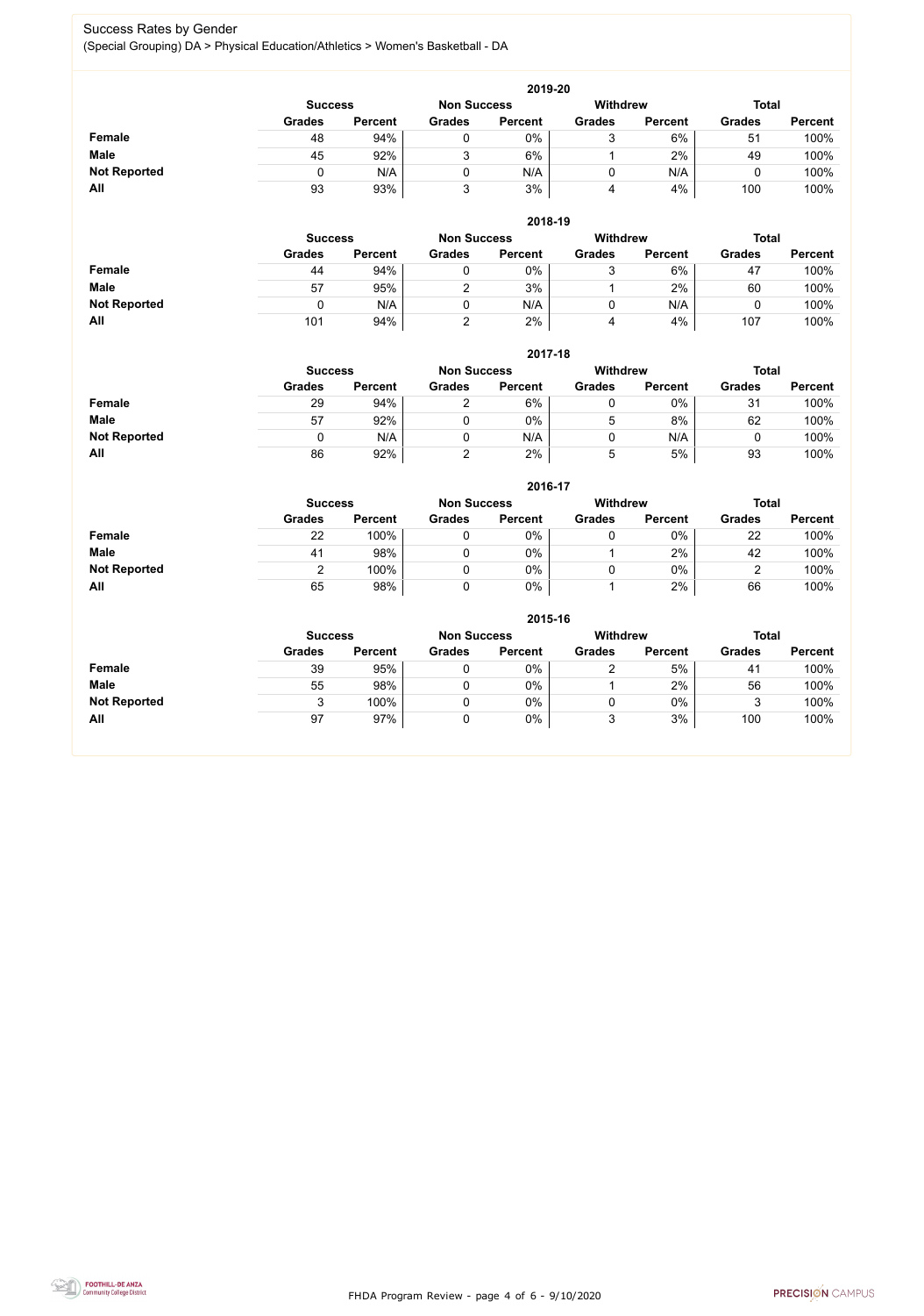## Success Rates by Gender

(Special Grouping) DA > Physical Education/Athletics > Women's Basketball - DA

### 2019-20

| | Success | | Non Success | | Withdrew | | Total | |
|---|---|---|---|---|---|---|---|---|
| | Grades | Percent | Grades | Percent | Grades | Percent | Grades | Percent |
| **Female** | 48 | 94% | 0 | 0% | 3 | 6% | 51 | 100% |
| **Male** | 45 | 92% | 3 | 6% | 1 | 2% | 49 | 100% |
| **Not Reported** | 0 | N/A | 0 | N/A | 0 | N/A | 0 | 100% |
| **All** | 93 | 93% | 3 | 3% | 4 | 4% | 100 | 100% |

### 2018-19

| | Success | | Non Success | | Withdrew | | Total | |
|---|---|---|---|---|---|---|---|---|
| | Grades | Percent | Grades | Percent | Grades | Percent | Grades | Percent |
| **Female** | 44 | 94% | 0 | 0% | 3 | 6% | 47 | 100% |
| **Male** | 57 | 95% | 2 | 3% | 1 | 2% | 60 | 100% |
| **Not Reported** | 0 | N/A | 0 | N/A | 0 | N/A | 0 | 100% |
| **All** | 101 | 94% | 2 | 2% | 4 | 4% | 107 | 100% |

### 2017-18

| | Success | | Non Success | | Withdrew | | Total | |
|---|---|---|---|---|---|---|---|---|
| | Grades | Percent | Grades | Percent | Grades | Percent | Grades | Percent |
| **Female** | 29 | 94% | 2 | 6% | 0 | 0% | 31 | 100% |
| **Male** | 57 | 92% | 0 | 0% | 5 | 8% | 62 | 100% |
| **Not Reported** | 0 | N/A | 0 | N/A | 0 | N/A | 0 | 100% |
| **All** | 86 | 92% | 2 | 2% | 5 | 5% | 93 | 100% |

### 2016-17

| | Success | | Non Success | | Withdrew | | Total | |
|---|---|---|---|---|---|---|---|---|
| | Grades | Percent | Grades | Percent | Grades | Percent | Grades | Percent |
| **Female** | 22 | 100% | 0 | 0% | 0 | 0% | 22 | 100% |
| **Male** | 41 | 98% | 0 | 0% | 1 | 2% | 42 | 100% |
| **Not Reported** | 2 | 100% | 0 | 0% | 0 | 0% | 2 | 100% |
| **All** | 65 | 98% | 0 | 0% | 1 | 2% | 66 | 100% |

### 2015-16

| | Success | | Non Success | | Withdrew | | Total | |
|---|---|---|---|---|---|---|---|---|
| | Grades | Percent | Grades | Percent | Grades | Percent | Grades | Percent |
| **Female** | 39 | 95% | 0 | 0% | 2 | 5% | 41 | 100% |
| **Male** | 55 | 98% | 0 | 0% | 1 | 2% | 56 | 100% |
| **Not Reported** | 3 | 100% | 0 | 0% | 0 | 0% | 3 | 100% |
| **All** | 97 | 97% | 0 | 0% | 3 | 3% | 100 | 100% |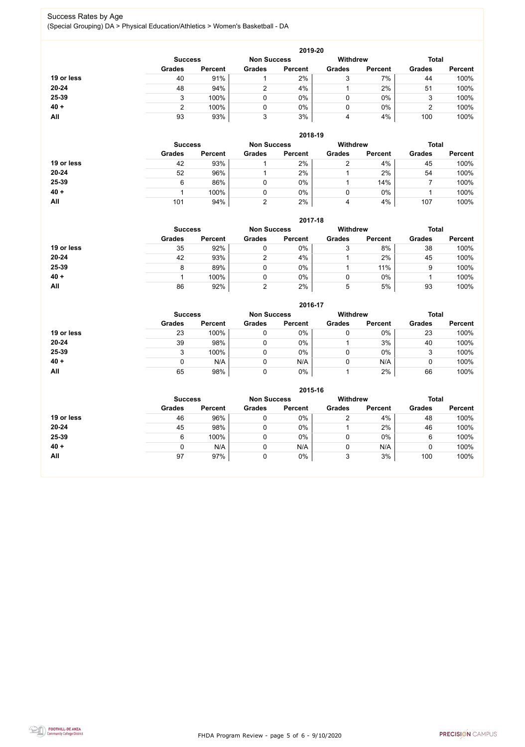# Success Rates by Age

(Special Grouping) DA > Physical Education/Athletics > Women's Basketball - DA

### 2019-20

| | Success | | Non Success | | Withdrew | | Total | |
|---|---|---|---|---|---|---|---|---|
| | Grades | Percent | Grades | Percent | Grades | Percent | Grades | Percent |
| **19 or less** | 40 | 91% | 1 | 2% | 3 | 7% | 44 | 100% |
| **20-24** | 48 | 94% | 2 | 4% | 1 | 2% | 51 | 100% |
| **25-39** | 3 | 100% | 0 | 0% | 0 | 0% | 3 | 100% |
| **40 +** | 2 | 100% | 0 | 0% | 0 | 0% | 2 | 100% |
| **All** | 93 | 93% | 3 | 3% | 4 | 4% | 100 | 100% |

### 2018-19

| | Success | | Non Success | | Withdrew | | Total | |
|---|---|---|---|---|---|---|---|---|
| | Grades | Percent | Grades | Percent | Grades | Percent | Grades | Percent |
| **19 or less** | 42 | 93% | 1 | 2% | 2 | 4% | 45 | 100% |
| **20-24** | 52 | 96% | 1 | 2% | 1 | 2% | 54 | 100% |
| **25-39** | 6 | 86% | 0 | 0% | 1 | 14% | 7 | 100% |
| **40 +** | 1 | 100% | 0 | 0% | 0 | 0% | 1 | 100% |
| **All** | 101 | 94% | 2 | 2% | 4 | 4% | 107 | 100% |

### 2017-18

| | Success | | Non Success | | Withdrew | | Total | |
|---|---|---|---|---|---|---|---|---|
| | Grades | Percent | Grades | Percent | Grades | Percent | Grades | Percent |
| **19 or less** | 35 | 92% | 0 | 0% | 3 | 8% | 38 | 100% |
| **20-24** | 42 | 93% | 2 | 4% | 1 | 2% | 45 | 100% |
| **25-39** | 8 | 89% | 0 | 0% | 1 | 11% | 9 | 100% |
| **40 +** | 1 | 100% | 0 | 0% | 0 | 0% | 1 | 100% |
| **All** | 86 | 92% | 2 | 2% | 5 | 5% | 93 | 100% |

### 2016-17

| | Success | | Non Success | | Withdrew | | Total | |
|---|---|---|---|---|---|---|---|---|
| | Grades | Percent | Grades | Percent | Grades | Percent | Grades | Percent |
| **19 or less** | 23 | 100% | 0 | 0% | 0 | 0% | 23 | 100% |
| **20-24** | 39 | 98% | 0 | 0% | 1 | 3% | 40 | 100% |
| **25-39** | 3 | 100% | 0 | 0% | 0 | 0% | 3 | 100% |
| **40 +** | 0 | N/A | 0 | N/A | 0 | N/A | 0 | 100% |
| **All** | 65 | 98% | 0 | 0% | 1 | 2% | 66 | 100% |

### 2015-16

| | Success | | Non Success | | Withdrew | | Total | |
|---|---|---|---|---|---|---|---|---|
| | Grades | Percent | Grades | Percent | Grades | Percent | Grades | Percent |
| **19 or less** | 46 | 96% | 0 | 0% | 2 | 4% | 48 | 100% |
| **20-24** | 45 | 98% | 0 | 0% | 1 | 2% | 46 | 100% |
| **25-39** | 6 | 100% | 0 | 0% | 0 | 0% | 6 | 100% |
| **40 +** | 0 | N/A | 0 | N/A | 0 | N/A | 0 | 100% |
| **All** | 97 | 97% | 0 | 0% | 3 | 3% | 100 | 100% |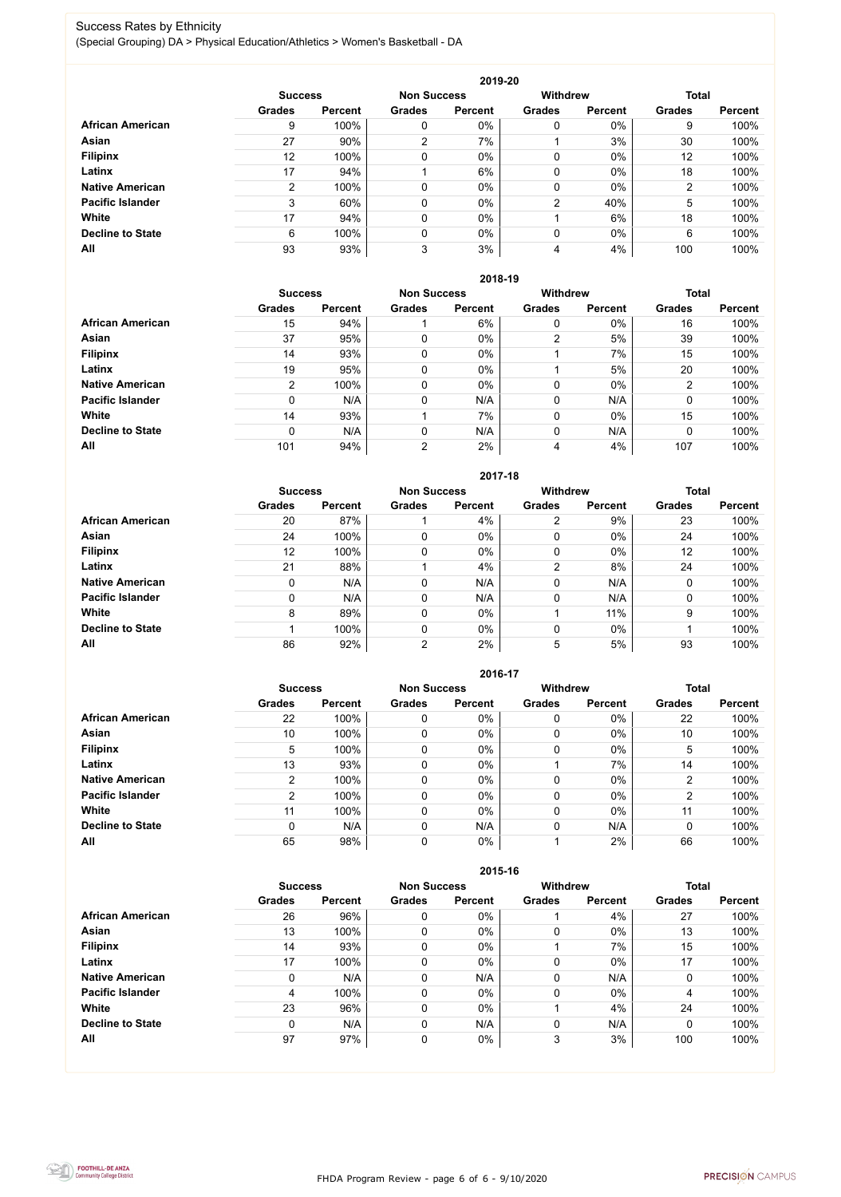# Success Rates by Ethnicity

(Special Grouping) DA > Physical Education/Athletics > Women's Basketball - DA

## 2019-20

| | Success | | Non Success | | Withdrew | | Total | |
|---|---|---|---|---|---|---|---|---|
| | Grades | Percent | Grades | Percent | Grades | Percent | Grades | Percent |
| African American | 9 | 100% | 0 | 0% | 0 | 0% | 9 | 100% |
| Asian | 27 | 90% | 2 | 7% | 1 | 3% | 30 | 100% |
| Filipinx | 12 | 100% | 0 | 0% | 0 | 0% | 12 | 100% |
| Latinx | 17 | 94% | 1 | 6% | 0 | 0% | 18 | 100% |
| Native American | 2 | 100% | 0 | 0% | 0 | 0% | 2 | 100% |
| Pacific Islander | 3 | 60% | 0 | 0% | 2 | 40% | 5 | 100% |
| White | 17 | 94% | 0 | 0% | 1 | 6% | 18 | 100% |
| Decline to State | 6 | 100% | 0 | 0% | 0 | 0% | 6 | 100% |
| All | 93 | 93% | 3 | 3% | 4 | 4% | 100 | 100% |

## 2018-19

| | Success | | Non Success | | Withdrew | | Total | |
|---|---|---|---|---|---|---|---|---|
| | Grades | Percent | Grades | Percent | Grades | Percent | Grades | Percent |
| African American | 15 | 94% | 1 | 6% | 0 | 0% | 16 | 100% |
| Asian | 37 | 95% | 0 | 0% | 2 | 5% | 39 | 100% |
| Filipinx | 14 | 93% | 0 | 0% | 1 | 7% | 15 | 100% |
| Latinx | 19 | 95% | 0 | 0% | 1 | 5% | 20 | 100% |
| Native American | 2 | 100% | 0 | 0% | 0 | 0% | 2 | 100% |
| Pacific Islander | 0 | N/A | 0 | N/A | 0 | N/A | 0 | 100% |
| White | 14 | 93% | 1 | 7% | 0 | 0% | 15 | 100% |
| Decline to State | 0 | N/A | 0 | N/A | 0 | N/A | 0 | 100% |
| All | 101 | 94% | 2 | 2% | 4 | 4% | 107 | 100% |

## 2017-18

| | Success | | Non Success | | Withdrew | | Total | |
|---|---|---|---|---|---|---|---|---|
| | Grades | Percent | Grades | Percent | Grades | Percent | Grades | Percent |
| African American | 20 | 87% | 1 | 4% | 2 | 9% | 23 | 100% |
| Asian | 24 | 100% | 0 | 0% | 0 | 0% | 24 | 100% |
| Filipinx | 12 | 100% | 0 | 0% | 0 | 0% | 12 | 100% |
| Latinx | 21 | 88% | 1 | 4% | 2 | 8% | 24 | 100% |
| Native American | 0 | N/A | 0 | N/A | 0 | N/A | 0 | 100% |
| Pacific Islander | 0 | N/A | 0 | N/A | 0 | N/A | 0 | 100% |
| White | 8 | 89% | 0 | 0% | 1 | 11% | 9 | 100% |
| Decline to State | 1 | 100% | 0 | 0% | 0 | 0% | 1 | 100% |
| All | 86 | 92% | 2 | 2% | 5 | 5% | 93 | 100% |

## 2016-17

| | Success | | Non Success | | Withdrew | | Total | |
|---|---|---|---|---|---|---|---|---|
| | Grades | Percent | Grades | Percent | Grades | Percent | Grades | Percent |
| African American | 22 | 100% | 0 | 0% | 0 | 0% | 22 | 100% |
| Asian | 10 | 100% | 0 | 0% | 0 | 0% | 10 | 100% |
| Filipinx | 5 | 100% | 0 | 0% | 0 | 0% | 5 | 100% |
| Latinx | 13 | 93% | 0 | 0% | 1 | 7% | 14 | 100% |
| Native American | 2 | 100% | 0 | 0% | 0 | 0% | 2 | 100% |
| Pacific Islander | 2 | 100% | 0 | 0% | 0 | 0% | 2 | 100% |
| White | 11 | 100% | 0 | 0% | 0 | 0% | 11 | 100% |
| Decline to State | 0 | N/A | 0 | N/A | 0 | N/A | 0 | 100% |
| All | 65 | 98% | 0 | 0% | 1 | 2% | 66 | 100% |

## 2015-16

| | Success | | Non Success | | Withdrew | | Total | |
|---|---|---|---|---|---|---|---|---|
| | Grades | Percent | Grades | Percent | Grades | Percent | Grades | Percent |
| African American | 26 | 96% | 0 | 0% | 1 | 4% | 27 | 100% |
| Asian | 13 | 100% | 0 | 0% | 0 | 0% | 13 | 100% |
| Filipinx | 14 | 93% | 0 | 0% | 1 | 7% | 15 | 100% |
| Latinx | 17 | 100% | 0 | 0% | 0 | 0% | 17 | 100% |
| Native American | 0 | N/A | 0 | N/A | 0 | N/A | 0 | 100% |
| Pacific Islander | 4 | 100% | 0 | 0% | 0 | 0% | 4 | 100% |
| White | 23 | 96% | 0 | 0% | 1 | 4% | 24 | 100% |
| Decline to State | 0 | N/A | 0 | N/A | 0 | N/A | 0 | 100% |
| All | 97 | 97% | 0 | 0% | 3 | 3% | 100 | 100% |